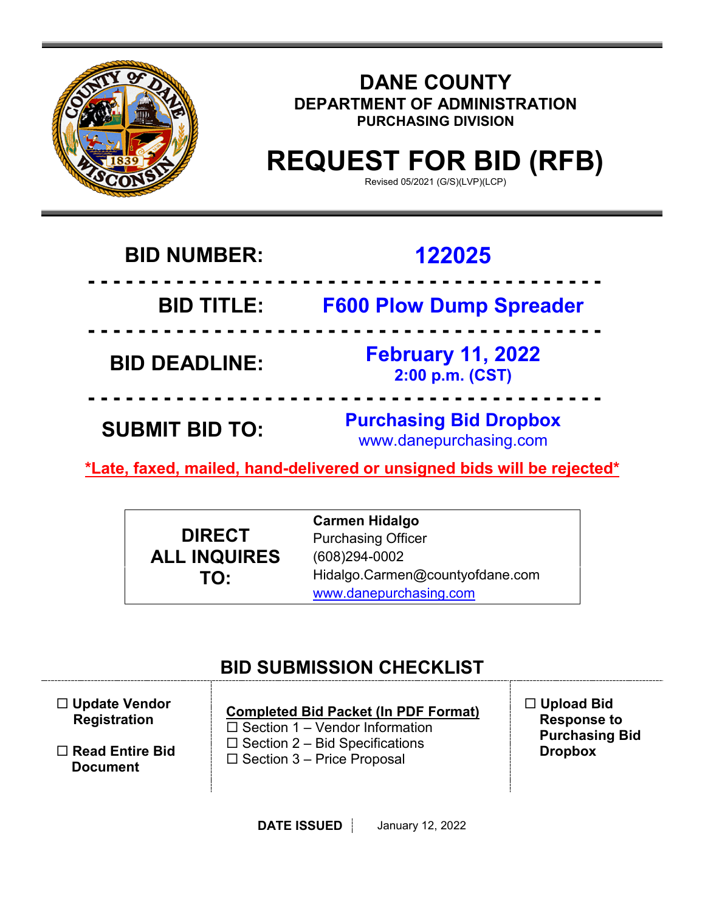# DANE COUNTY

## DEPARTMENT OF ADMINISTRATION

### PURCHASING DIVISION

# REQUEST FOR BID (RFB)

Revised 05/2021 (G/S)(LVP)(LCP)

| | |
|---|---|
| **BID NUMBER:** | **122025** |
| **BID TITLE:** | **F600 Plow Dump Spreader** |
| **BID DEADLINE:** | **February 11, 2022**<br>**2:00 p.m. (CST)** |
| **SUBMIT BID TO:** | **Purchasing Bid Dropbox**<br>www.danepurchasing.com |

***Late, faxed, mailed, hand-delivered or unsigned bids will be rejected***

| | |
|---|---|
| **DIRECT ALL INQUIRES TO:** | **Carmen Hidalgo**<br>Purchasing Officer<br>(608)294-0002<br>Hidalgo.Carmen@countyofdane.com<br>www.danepurchasing.com |

## BID SUBMISSION CHECKLIST

- ☐ **Update Vendor Registration**
- ☐ **Read Entire Bid Document**

**Completed Bid Packet (In PDF Format)**

- ☐ Section 1 – Vendor Information
- ☐ Section 2 – Bid Specifications
- ☐ Section 3 – Price Proposal

- ☐ **Upload Bid Response to Purchasing Bid Dropbox**

**DATE ISSUED** | January 12, 2022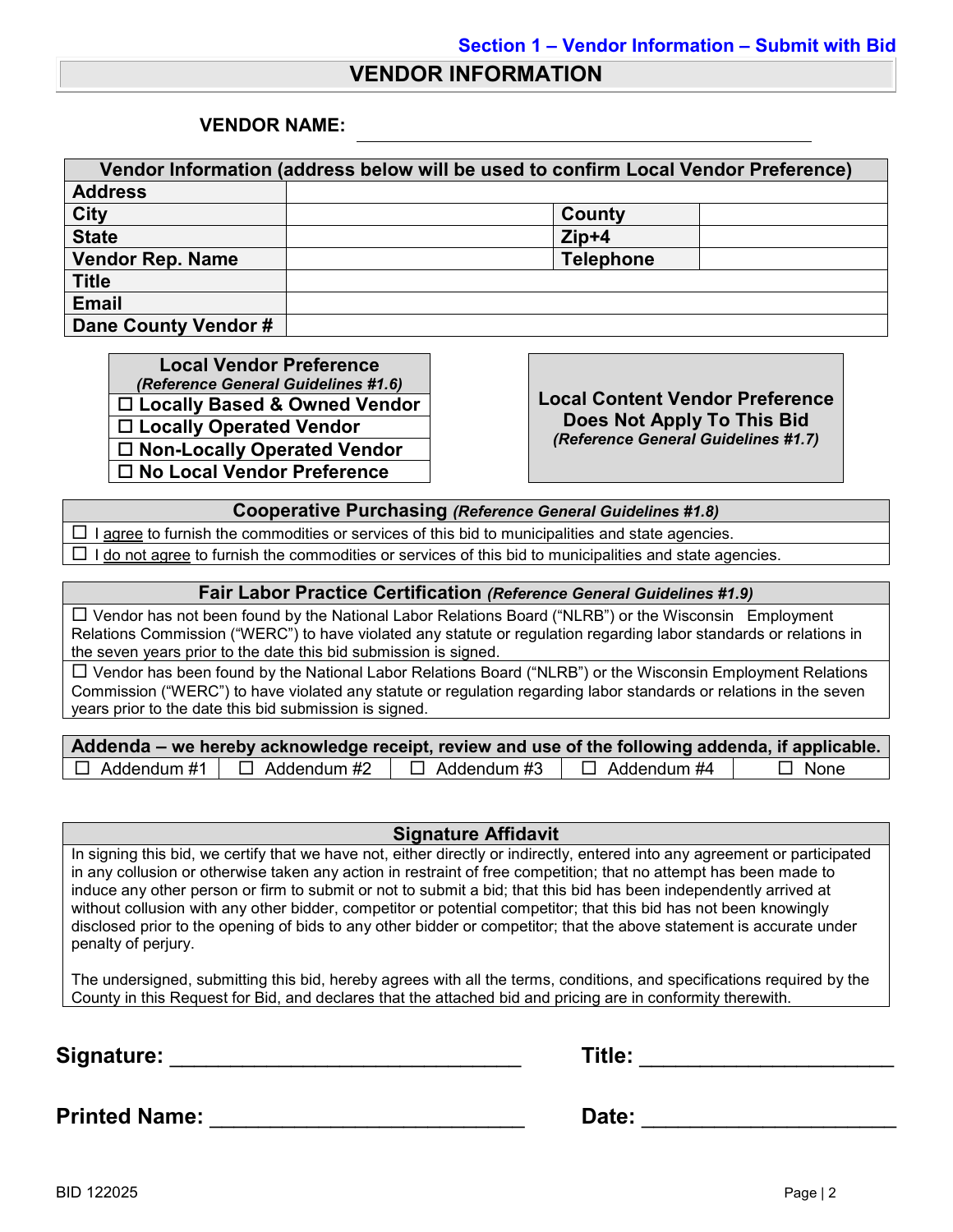**Section 1 – Vendor Information – Submit with Bid**

# VENDOR INFORMATION

**VENDOR NAME:** ______________________________________________

| Vendor Information (address below will be used to confirm Local Vendor Preference) | | | |
|---|---|---|---|
| **Address** | | | |
| **City** | | **County** | |
| **State** | | **Zip+4** | |
| **Vendor Rep. Name** | | **Telephone** | |
| **Title** | | | |
| **Email** | | | |
| **Dane County Vendor #** | | | |

| **Local Vendor Preference** *(Reference General Guidelines #1.6)* |
|---|
| ☐ **Locally Based & Owned Vendor** |
| ☐ **Locally Operated Vendor** |
| ☐ **Non-Locally Operated Vendor** |
| ☐ **No Local Vendor Preference** |

**Local Content Vendor Preference Does Not Apply To This Bid**
*(Reference General Guidelines #1.7)*

| **Cooperative Purchasing** *(Reference General Guidelines #1.8)* |
|---|
| ☐ I agree to furnish the commodities or services of this bid to municipalities and state agencies. |
| ☐ I do not agree to furnish the commodities or services of this bid to municipalities and state agencies. |

| **Fair Labor Practice Certification** *(Reference General Guidelines #1.9)* |
|---|
| ☐ Vendor has not been found by the National Labor Relations Board ("NLRB") or the Wisconsin Employment Relations Commission ("WERC") to have violated any statute or regulation regarding labor standards or relations in the seven years prior to the date this bid submission is signed. |
| ☐ Vendor has been found by the National Labor Relations Board ("NLRB") or the Wisconsin Employment Relations Commission ("WERC") to have violated any statute or regulation regarding labor standards or relations in the seven years prior to the date this bid submission is signed. |

| **Addenda – we hereby acknowledge receipt, review and use of the following addenda, if applicable.** | | | | |
|---|---|---|---|---|
| ☐ Addendum #1 | ☐ Addendum #2 | ☐ Addendum #3 | ☐ Addendum #4 | ☐ None |

| **Signature Affidavit** |
|---|
| In signing this bid, we certify that we have not, either directly or indirectly, entered into any agreement or participated in any collusion or otherwise taken any action in restraint of free competition; that no attempt has been made to induce any other person or firm to submit or not to submit a bid; that this bid has been independently arrived at without collusion with any other bidder, competitor or potential competitor; that this bid has not been knowingly disclosed prior to the opening of bids to any other bidder or competitor; that the above statement is accurate under penalty of perjury.<br><br>The undersigned, submitting this bid, hereby agrees with all the terms, conditions, and specifications required by the County in this Request for Bid, and declares that the attached bid and pricing are in conformity therewith. |

**Signature:** ______________________________ **Title:** ______________________

**Printed Name:** ___________________________ **Date:** ______________________

BID 122025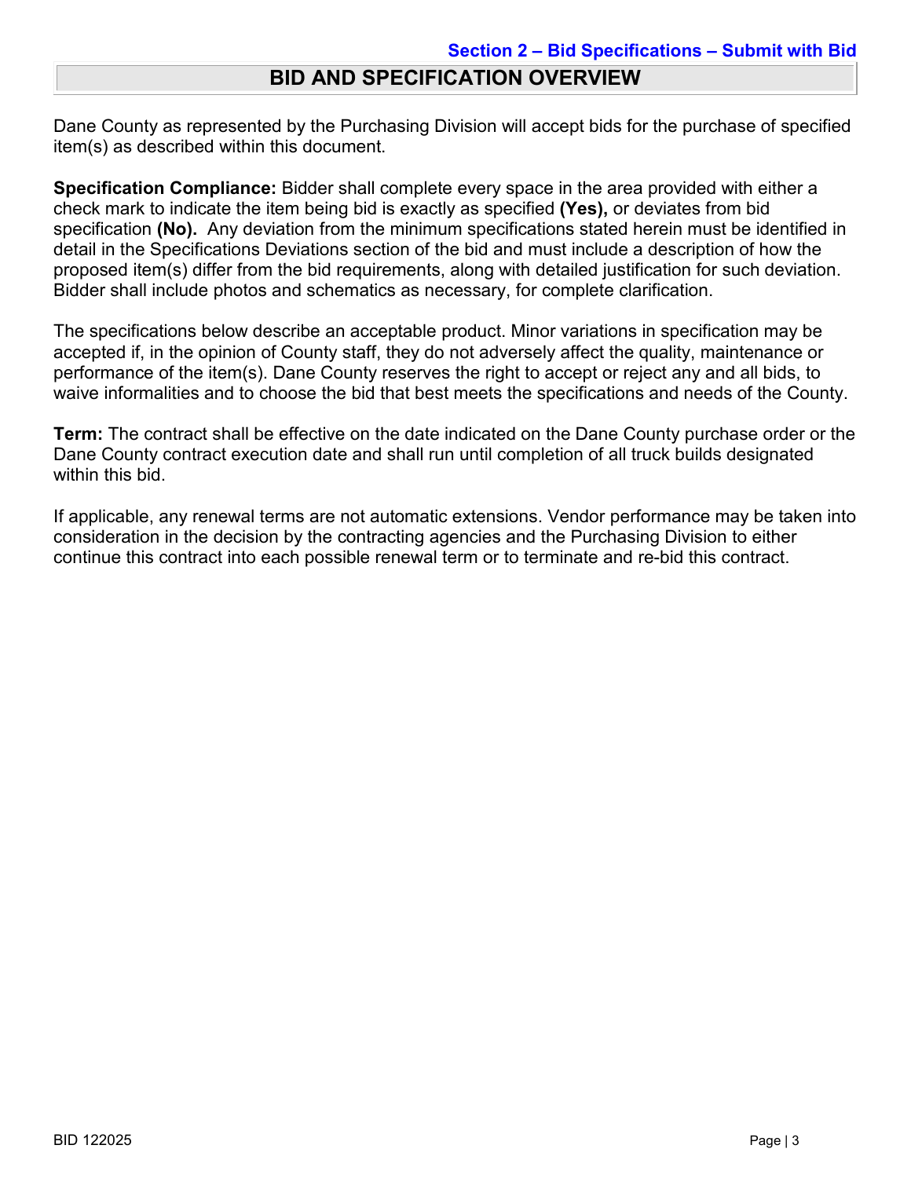Section 2 – Bid Specifications – Submit with Bid

# BID AND SPECIFICATION OVERVIEW

Dane County as represented by the Purchasing Division will accept bids for the purchase of specified item(s) as described within this document.

**Specification Compliance:** Bidder shall complete every space in the area provided with either a check mark to indicate the item being bid is exactly as specified **(Yes),** or deviates from bid specification **(No).** Any deviation from the minimum specifications stated herein must be identified in detail in the Specifications Deviations section of the bid and must include a description of how the proposed item(s) differ from the bid requirements, along with detailed justification for such deviation. Bidder shall include photos and schematics as necessary, for complete clarification.

The specifications below describe an acceptable product. Minor variations in specification may be accepted if, in the opinion of County staff, they do not adversely affect the quality, maintenance or performance of the item(s). Dane County reserves the right to accept or reject any and all bids, to waive informalities and to choose the bid that best meets the specifications and needs of the County.

**Term:** The contract shall be effective on the date indicated on the Dane County purchase order or the Dane County contract execution date and shall run until completion of all truck builds designated within this bid.

If applicable, any renewal terms are not automatic extensions. Vendor performance may be taken into consideration in the decision by the contracting agencies and the Purchasing Division to either continue this contract into each possible renewal term or to terminate and re-bid this contract.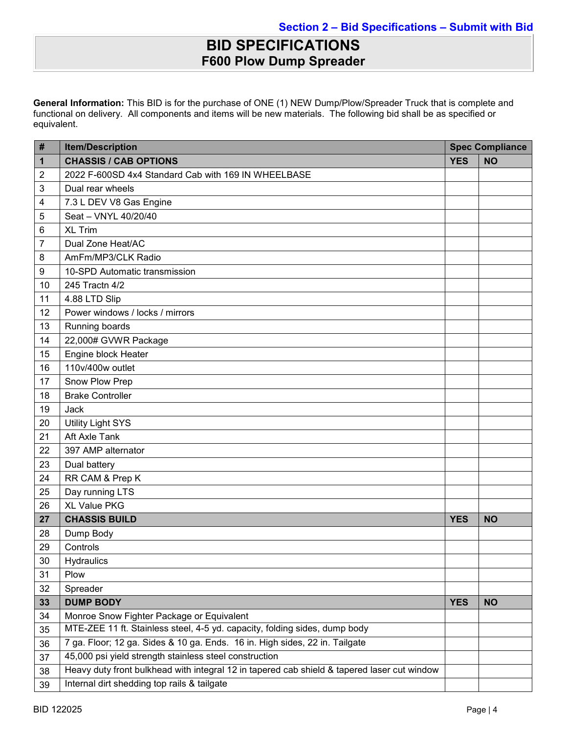Section 2 – Bid Specifications – Submit with Bid

# BID SPECIFICATIONS
## F600 Plow Dump Spreader

**General Information:** This BID is for the purchase of ONE (1) NEW Dump/Plow/Spreader Truck that is complete and functional on delivery. All components and items will be new materials. The following bid shall be as specified or equivalent.

| # | Item/Description | Spec Compliance | |
|---|---|---|---|
| **1** | **CHASSIS / CAB OPTIONS** | **YES** | **NO** |
| 2 | 2022 F-600SD 4x4 Standard Cab with 169 IN WHEELBASE | | |
| 3 | Dual rear wheels | | |
| 4 | 7.3 L DEV V8 Gas Engine | | |
| 5 | Seat – VNYL 40/20/40 | | |
| 6 | XL Trim | | |
| 7 | Dual Zone Heat/AC | | |
| 8 | AmFm/MP3/CLK Radio | | |
| 9 | 10-SPD Automatic transmission | | |
| 10 | 245 Tractn 4/2 | | |
| 11 | 4.88 LTD Slip | | |
| 12 | Power windows / locks / mirrors | | |
| 13 | Running boards | | |
| 14 | 22,000# GVWR Package | | |
| 15 | Engine block Heater | | |
| 16 | 110v/400w outlet | | |
| 17 | Snow Plow Prep | | |
| 18 | Brake Controller | | |
| 19 | Jack | | |
| 20 | Utility Light SYS | | |
| 21 | Aft Axle Tank | | |
| 22 | 397 AMP alternator | | |
| 23 | Dual battery | | |
| 24 | RR CAM & Prep K | | |
| 25 | Day running LTS | | |
| 26 | XL Value PKG | | |
| **27** | **CHASSIS BUILD** | **YES** | **NO** |
| 28 | Dump Body | | |
| 29 | Controls | | |
| 30 | Hydraulics | | |
| 31 | Plow | | |
| 32 | Spreader | | |
| **33** | **DUMP BODY** | **YES** | **NO** |
| 34 | Monroe Snow Fighter Package or Equivalent | | |
| 35 | MTE-ZEE 11 ft. Stainless steel, 4-5 yd. capacity, folding sides, dump body | | |
| 36 | 7 ga. Floor; 12 ga. Sides & 10 ga. Ends. 16 in. High sides, 22 in. Tailgate | | |
| 37 | 45,000 psi yield strength stainless steel construction | | |
| 38 | Heavy duty front bulkhead with integral 12 in tapered cab shield & tapered laser cut window | | |
| 39 | Internal dirt shedding top rails & tailgate | | |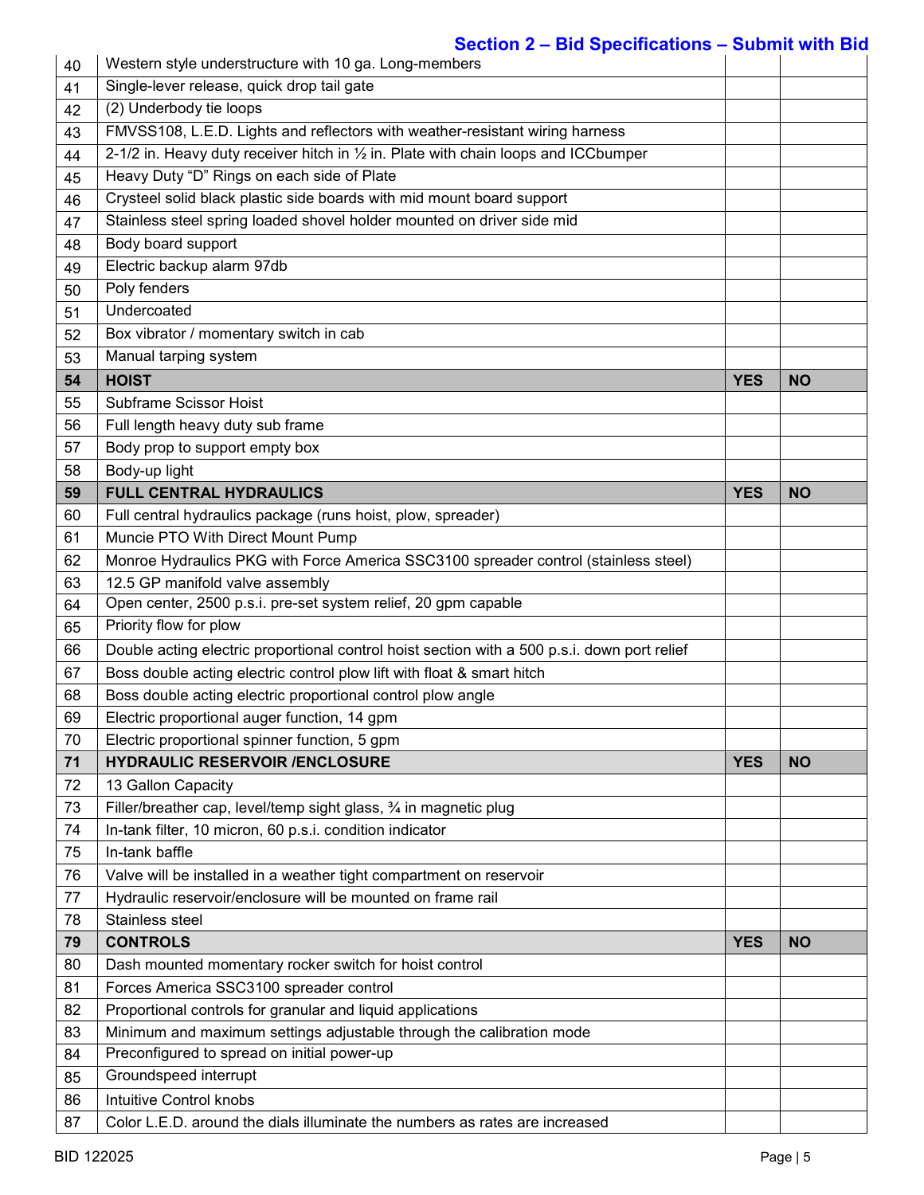## Section 2 – Bid Specifications – Submit with Bid

| | | | |
|---|---|---|---|
| 40 | Western style understructure with 10 ga. Long-members | | |
| 41 | Single-lever release, quick drop tail gate | | |
| 42 | (2) Underbody tie loops | | |
| 43 | FMVSS108, L.E.D. Lights and reflectors with weather-resistant wiring harness | | |
| 44 | 2-1/2 in. Heavy duty receiver hitch in ½ in. Plate with chain loops and ICCbumper | | |
| 45 | Heavy Duty "D" Rings on each side of Plate | | |
| 46 | Crysteel solid black plastic side boards with mid mount board support | | |
| 47 | Stainless steel spring loaded shovel holder mounted on driver side mid | | |
| 48 | Body board support | | |
| 49 | Electric backup alarm 97db | | |
| 50 | Poly fenders | | |
| 51 | Undercoated | | |
| 52 | Box vibrator / momentary switch in cab | | |
| 53 | Manual tarping system | | |
| **54** | **HOIST** | **YES** | **NO** |
| 55 | Subframe Scissor Hoist | | |
| 56 | Full length heavy duty sub frame | | |
| 57 | Body prop to support empty box | | |
| 58 | Body-up light | | |
| **59** | **FULL CENTRAL HYDRAULICS** | **YES** | **NO** |
| 60 | Full central hydraulics package (runs hoist, plow, spreader) | | |
| 61 | Muncie PTO With Direct Mount Pump | | |
| 62 | Monroe Hydraulics PKG with Force America SSC3100 spreader control (stainless steel) | | |
| 63 | 12.5 GP manifold valve assembly | | |
| 64 | Open center, 2500 p.s.i. pre-set system relief, 20 gpm capable | | |
| 65 | Priority flow for plow | | |
| 66 | Double acting electric proportional control hoist section with a 500 p.s.i. down port relief | | |
| 67 | Boss double acting electric control plow lift with float & smart hitch | | |
| 68 | Boss double acting electric proportional control plow angle | | |
| 69 | Electric proportional auger function, 14 gpm | | |
| 70 | Electric proportional spinner function, 5 gpm | | |
| **71** | **HYDRAULIC RESERVOIR /ENCLOSURE** | **YES** | **NO** |
| 72 | 13 Gallon Capacity | | |
| 73 | Filler/breather cap, level/temp sight glass, ¾ in magnetic plug | | |
| 74 | In-tank filter, 10 micron, 60 p.s.i. condition indicator | | |
| 75 | In-tank baffle | | |
| 76 | Valve will be installed in a weather tight compartment on reservoir | | |
| 77 | Hydraulic reservoir/enclosure will be mounted on frame rail | | |
| 78 | Stainless steel | | |
| **79** | **CONTROLS** | **YES** | **NO** |
| 80 | Dash mounted momentary rocker switch for hoist control | | |
| 81 | Forces America SSC3100 spreader control | | |
| 82 | Proportional controls for granular and liquid applications | | |
| 83 | Minimum and maximum settings adjustable through the calibration mode | | |
| 84 | Preconfigured to spread on initial power-up | | |
| 85 | Groundspeed interrupt | | |
| 86 | Intuitive Control knobs | | |
| 87 | Color L.E.D. around the dials illuminate the numbers as rates are increased | | |

BID 122025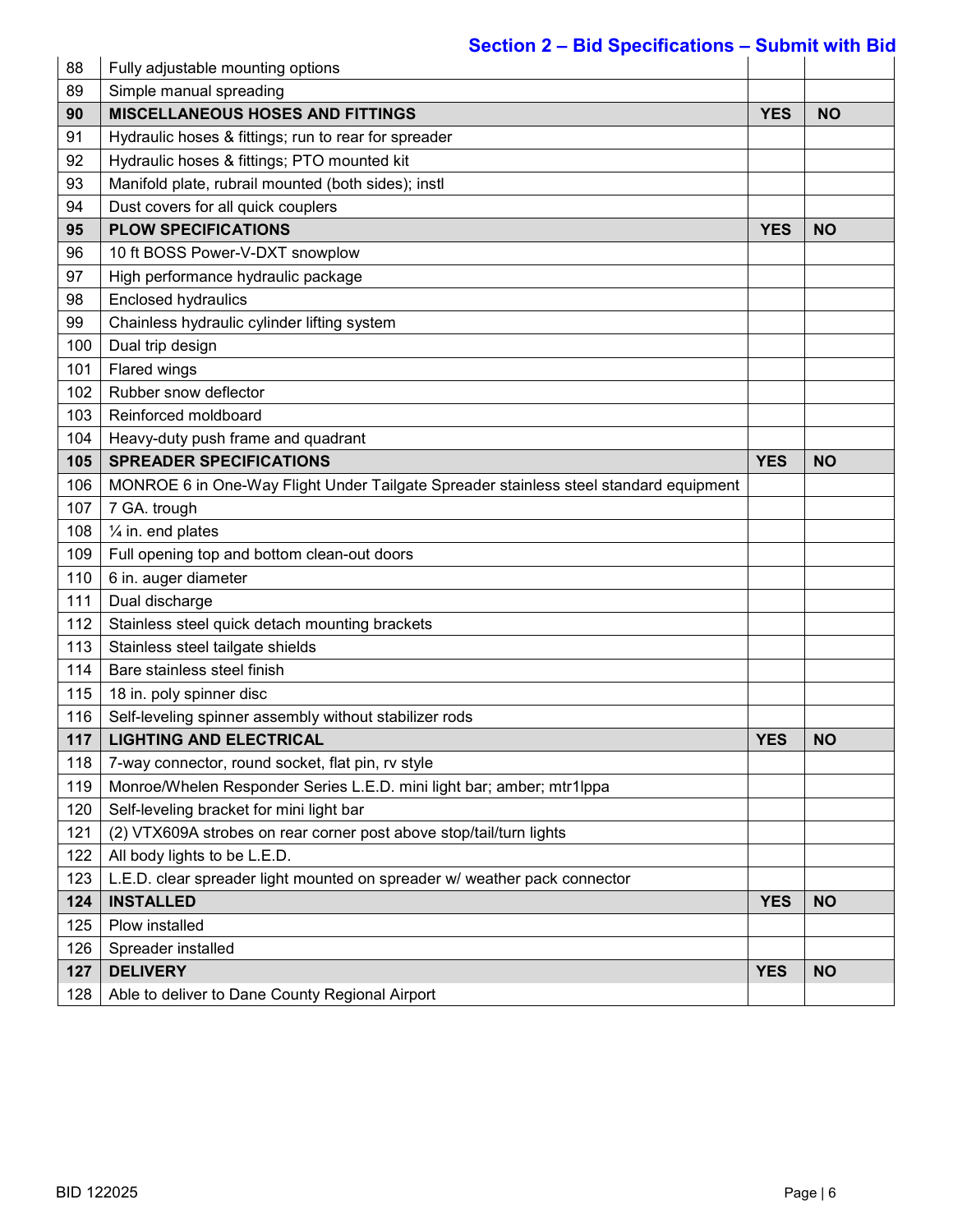## Section 2 – Bid Specifications – Submit with Bid

| | | | |
|---|---|---|---|
| 88 | Fully adjustable mounting options | | |
| 89 | Simple manual spreading | | |
| **90** | **MISCELLANEOUS HOSES AND FITTINGS** | **YES** | **NO** |
| 91 | Hydraulic hoses & fittings; run to rear for spreader | | |
| 92 | Hydraulic hoses & fittings; PTO mounted kit | | |
| 93 | Manifold plate, rubrail mounted (both sides); instl | | |
| 94 | Dust covers for all quick couplers | | |
| **95** | **PLOW SPECIFICATIONS** | **YES** | **NO** |
| 96 | 10 ft BOSS Power-V-DXT snowplow | | |
| 97 | High performance hydraulic package | | |
| 98 | Enclosed hydraulics | | |
| 99 | Chainless hydraulic cylinder lifting system | | |
| 100 | Dual trip design | | |
| 101 | Flared wings | | |
| 102 | Rubber snow deflector | | |
| 103 | Reinforced moldboard | | |
| 104 | Heavy-duty push frame and quadrant | | |
| **105** | **SPREADER SPECIFICATIONS** | **YES** | **NO** |
| 106 | MONROE 6 in One-Way Flight Under Tailgate Spreader stainless steel standard equipment | | |
| 107 | 7 GA. trough | | |
| 108 | ¼ in. end plates | | |
| 109 | Full opening top and bottom clean-out doors | | |
| 110 | 6 in. auger diameter | | |
| 111 | Dual discharge | | |
| 112 | Stainless steel quick detach mounting brackets | | |
| 113 | Stainless steel tailgate shields | | |
| 114 | Bare stainless steel finish | | |
| 115 | 18 in. poly spinner disc | | |
| 116 | Self-leveling spinner assembly without stabilizer rods | | |
| **117** | **LIGHTING AND ELECTRICAL** | **YES** | **NO** |
| 118 | 7-way connector, round socket, flat pin, rv style | | |
| 119 | Monroe/Whelen Responder Series L.E.D. mini light bar; amber; mtr1lppa | | |
| 120 | Self-leveling bracket for mini light bar | | |
| 121 | (2) VTX609A strobes on rear corner post above stop/tail/turn lights | | |
| 122 | All body lights to be L.E.D. | | |
| 123 | L.E.D. clear spreader light mounted on spreader w/ weather pack connector | | |
| **124** | **INSTALLED** | **YES** | **NO** |
| 125 | Plow installed | | |
| 126 | Spreader installed | | |
| **127** | **DELIVERY** | **YES** | **NO** |
| 128 | Able to deliver to Dane County Regional Airport | | |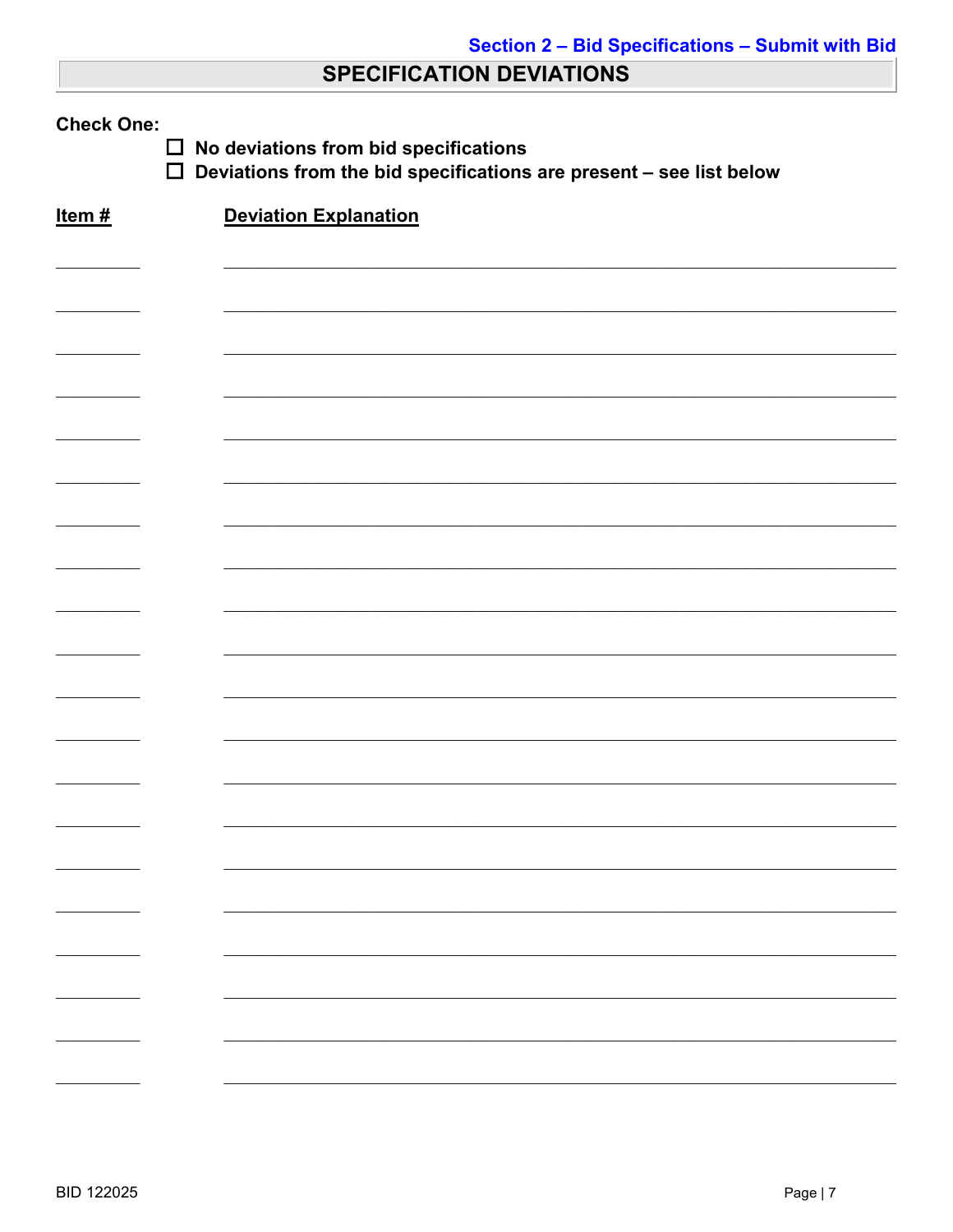Section 2 – Bid Specifications – Submit with Bid

## SPECIFICATION DEVIATIONS

**Check One:**

- ☐ **No deviations from bid specifications**
- ☐ **Deviations from the bid specifications are present – see list below**

| Item # | Deviation Explanation |
| --- | --- |
| ________ | ______________________________________________ |
| ________ | ______________________________________________ |
| ________ | ______________________________________________ |
| ________ | ______________________________________________ |
| ________ | ______________________________________________ |
| ________ | ______________________________________________ |
| ________ | ______________________________________________ |
| ________ | ______________________________________________ |
| ________ | ______________________________________________ |
| ________ | ______________________________________________ |
| ________ | ______________________________________________ |
| ________ | ______________________________________________ |
| ________ | ______________________________________________ |
| ________ | ______________________________________________ |
| ________ | ______________________________________________ |
| ________ | ______________________________________________ |
| ________ | ______________________________________________ |
| ________ | ______________________________________________ |
| ________ | ______________________________________________ |
| ________ | ______________________________________________ |

BID 122025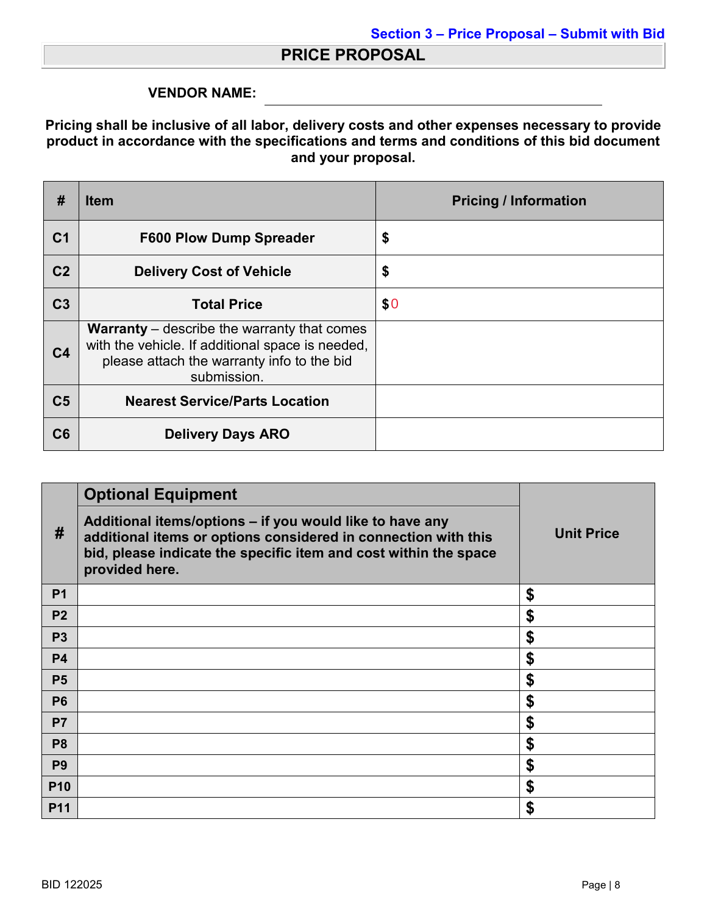Section 3 – Price Proposal – Submit with Bid

# PRICE PROPOSAL

**VENDOR NAME:** \_\_\_\_\_\_\_\_\_\_\_\_\_\_\_\_\_\_\_\_\_\_\_\_\_\_\_\_\_\_\_\_\_\_\_\_\_\_\_\_

**Pricing shall be inclusive of all labor, delivery costs and other expenses necessary to provide product in accordance with the specifications and terms and conditions of this bid document and your proposal.**

| # | Item | Pricing / Information |
|---|---|---|
| C1 | **F600 Plow Dump Spreader** | $ |
| C2 | **Delivery Cost of Vehicle** | $ |
| C3 | **Total Price** | $0 |
| C4 | **Warranty** – describe the warranty that comes with the vehicle. If additional space is needed, please attach the warranty info to the bid submission. | |
| C5 | **Nearest Service/Parts Location** | |
| C6 | **Delivery Days ARO** | |

| # | **Optional Equipment**<br>**Additional items/options – if you would like to have any additional items or options considered in connection with this bid, please indicate the specific item and cost within the space provided here.** | Unit Price |
|---|---|---|
| P1 | | $ |
| P2 | | $ |
| P3 | | $ |
| P4 | | $ |
| P5 | | $ |
| P6 | | $ |
| P7 | | $ |
| P8 | | $ |
| P9 | | $ |
| P10 | | $ |
| P11 | | $ |

BID 122025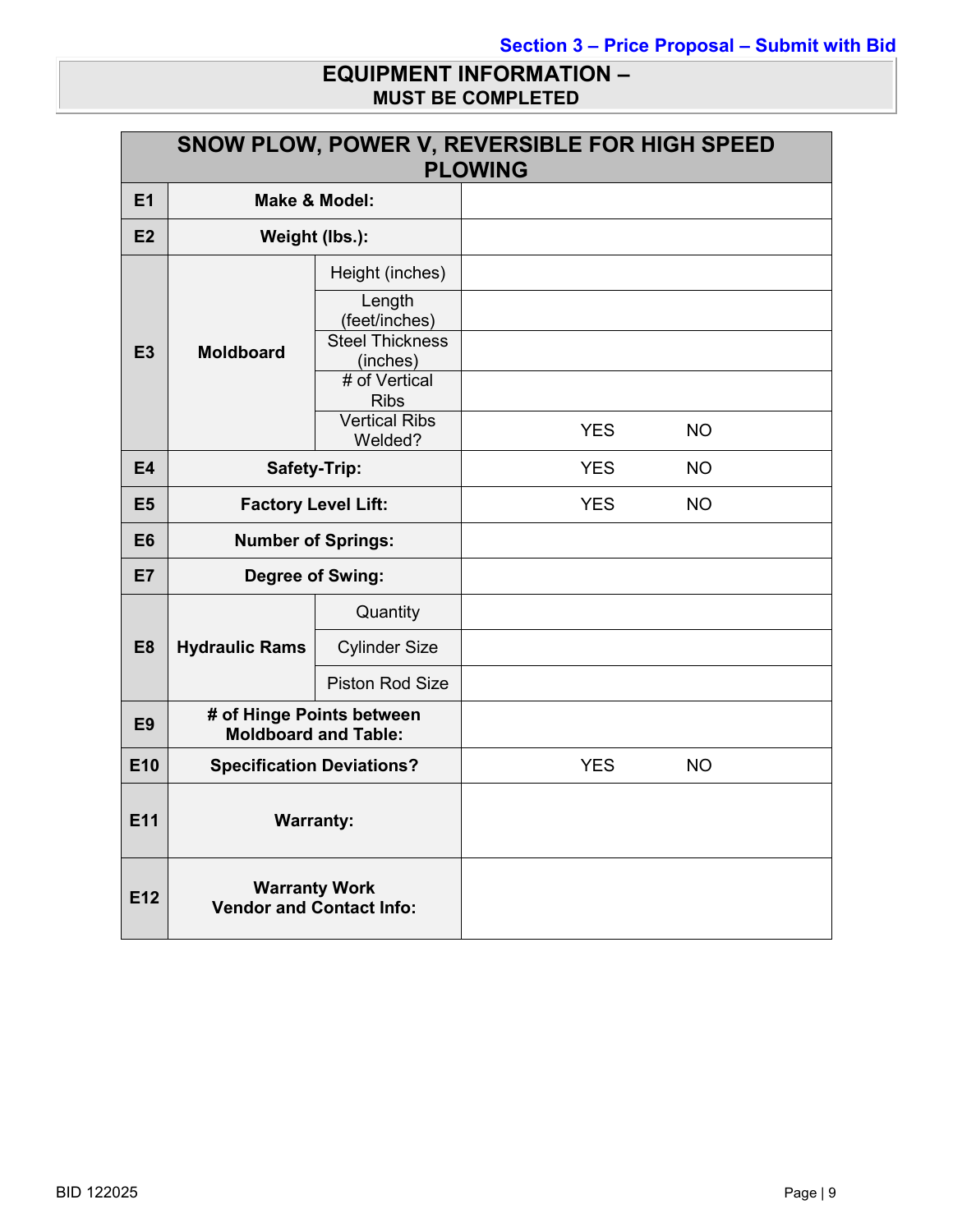Section 3 – Price Proposal – Submit with Bid

## EQUIPMENT INFORMATION – MUST BE COMPLETED

| SNOW PLOW, POWER V, REVERSIBLE FOR HIGH SPEED PLOWING | | | |
|---|---|---|---|
| **E1** | **Make & Model:** | | |
| **E2** | **Weight (lbs.):** | | |
| **E3** | **Moldboard** | Height (inches) | |
| | | Length (feet/inches) | |
| | | Steel Thickness (inches) | |
| | | # of Vertical Ribs | |
| | | Vertical Ribs Welded? | YES NO |
| **E4** | **Safety-Trip:** | | YES NO |
| **E5** | **Factory Level Lift:** | | YES NO |
| **E6** | **Number of Springs:** | | |
| **E7** | **Degree of Swing:** | | |
| **E8** | **Hydraulic Rams** | Quantity | |
| | | Cylinder Size | |
| | | Piston Rod Size | |
| **E9** | **# of Hinge Points between Moldboard and Table:** | | |
| **E10** | **Specification Deviations?** | | YES NO |
| **E11** | **Warranty:** | | |
| **E12** | **Warranty Work Vendor and Contact Info:** | | |

BID 122025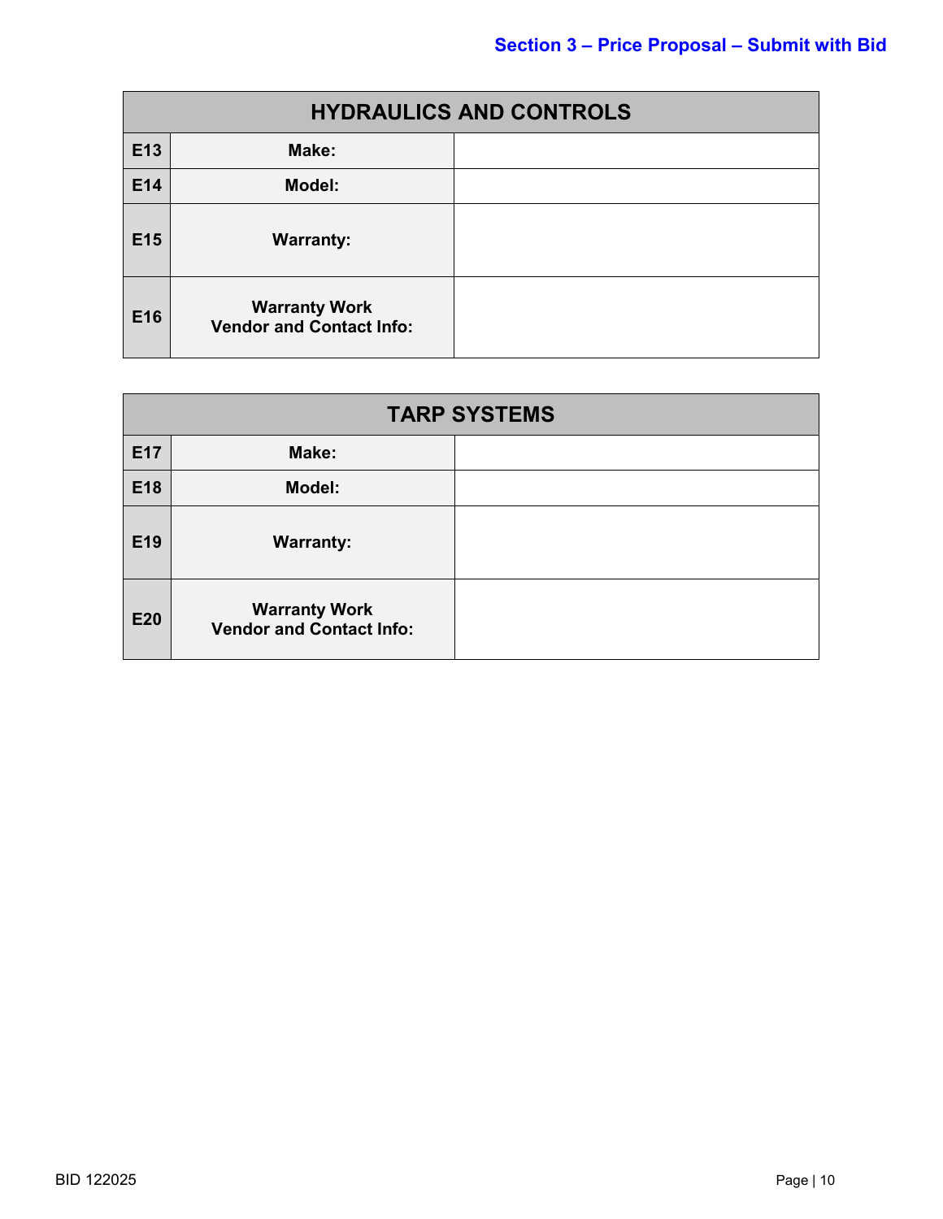Section 3 – Price Proposal – Submit with Bid

| HYDRAULICS AND CONTROLS | | |
|---|---|---|
| E13 | Make: | |
| E14 | Model: | |
| E15 | Warranty: | |
| E16 | Warranty Work Vendor and Contact Info: | |

| TARP SYSTEMS | | |
|---|---|---|
| E17 | Make: | |
| E18 | Model: | |
| E19 | Warranty: | |
| E20 | Warranty Work Vendor and Contact Info: | |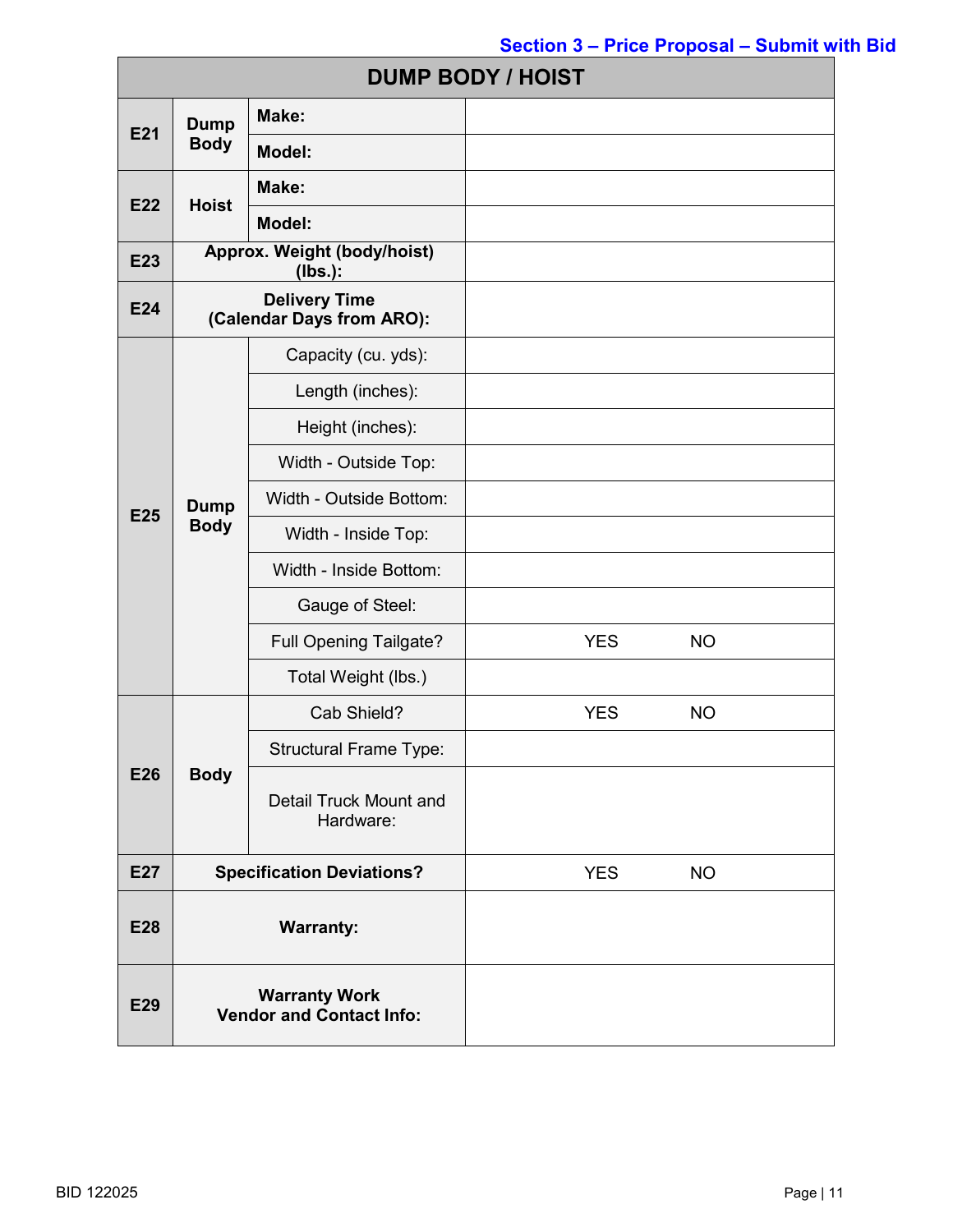Section 3 – Price Proposal – Submit with Bid

| DUMP BODY / HOIST | | | | |
|---|---|---|---|---|
| E21 | Dump Body | Make: | | |
| | | Model: | | |
| E22 | Hoist | Make: | | |
| | | Model: | | |
| E23 | Approx. Weight (body/hoist) (lbs.): | | | |
| E24 | Delivery Time (Calendar Days from ARO): | | | |
| E25 | Dump Body | Capacity (cu. yds): | | |
| | | Length (inches): | | |
| | | Height (inches): | | |
| | | Width - Outside Top: | | |
| | | Width - Outside Bottom: | | |
| | | Width - Inside Top: | | |
| | | Width - Inside Bottom: | | |
| | | Gauge of Steel: | | |
| | | Full Opening Tailgate? | YES | NO |
| | | Total Weight (lbs.) | | |
| E26 | Body | Cab Shield? | YES | NO |
| | | Structural Frame Type: | | |
| | | Detail Truck Mount and Hardware: | | |
| E27 | Specification Deviations? | | YES | NO |
| E28 | Warranty: | | | |
| E29 | Warranty Work Vendor and Contact Info: | | | |

BID 122025